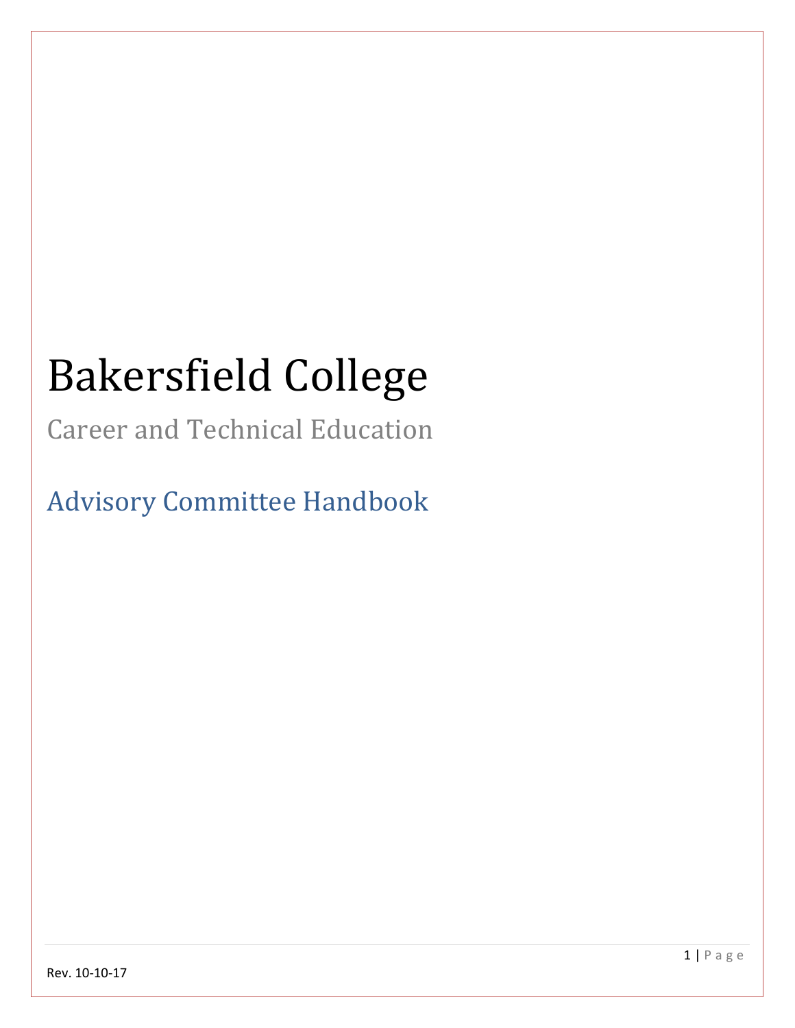# Bakersfield College

## Career and Technical Education

## Advisory Committee Handbook

Rev. 10-10-17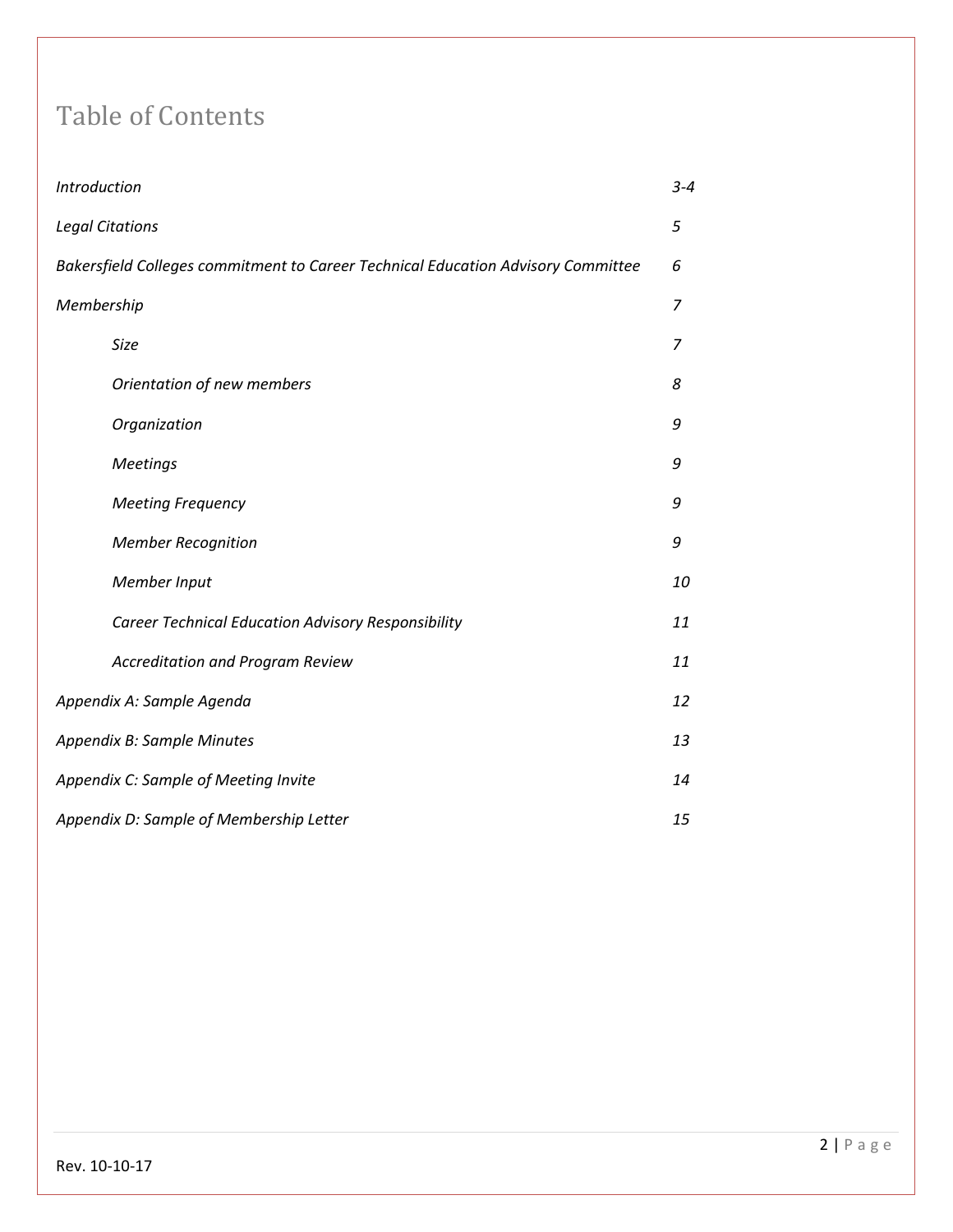# Table of Contents

| | |
|---|---|
| *Introduction* | *3-4* |
| *Legal Citations* | *5* |
| *Bakersfield Colleges commitment to Career Technical Education Advisory Committee* | *6* |
| *Membership* | *7* |
| &nbsp;&nbsp;&nbsp;&nbsp;*Size* | *7* |
| &nbsp;&nbsp;&nbsp;&nbsp;*Orientation of new members* | *8* |
| &nbsp;&nbsp;&nbsp;&nbsp;*Organization* | *9* |
| &nbsp;&nbsp;&nbsp;&nbsp;*Meetings* | *9* |
| &nbsp;&nbsp;&nbsp;&nbsp;*Meeting Frequency* | *9* |
| &nbsp;&nbsp;&nbsp;&nbsp;*Member Recognition* | *9* |
| &nbsp;&nbsp;&nbsp;&nbsp;*Member Input* | *10* |
| &nbsp;&nbsp;&nbsp;&nbsp;*Career Technical Education Advisory Responsibility* | *11* |
| &nbsp;&nbsp;&nbsp;&nbsp;*Accreditation and Program Review* | *11* |
| *Appendix A: Sample Agenda* | *12* |
| *Appendix B: Sample Minutes* | *13* |
| *Appendix C: Sample of Meeting Invite* | *14* |
| *Appendix D: Sample of Membership Letter* | *15* |

Rev. 10-10-17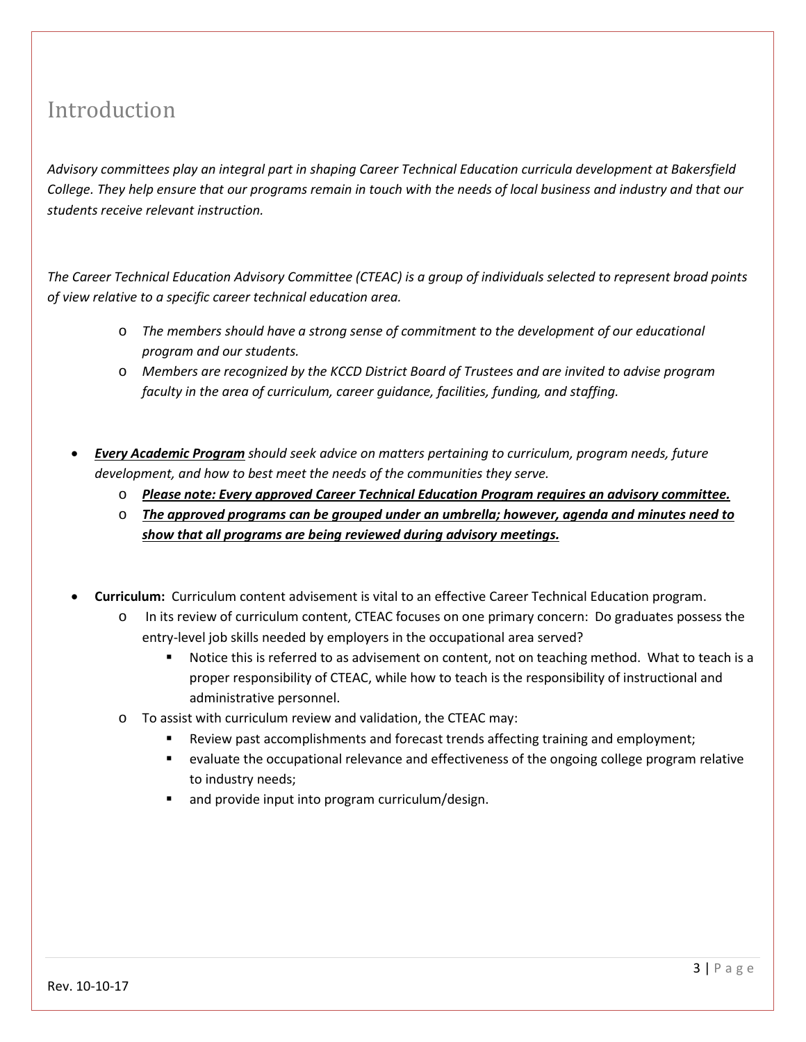# Introduction

*Advisory committees play an integral part in shaping Career Technical Education curricula development at Bakersfield College. They help ensure that our programs remain in touch with the needs of local business and industry and that our students receive relevant instruction.*

*The Career Technical Education Advisory Committee (CTEAC) is a group of individuals selected to represent broad points of view relative to a specific career technical education area.*

- *The members should have a strong sense of commitment to the development of our educational program and our students.*
- *Members are recognized by the KCCD District Board of Trustees and are invited to advise program faculty in the area of curriculum, career guidance, facilities, funding, and staffing.*

- ***<u>Every Academic Program</u>*** *should seek advice on matters pertaining to curriculum, program needs, future development, and how to best meet the needs of the communities they serve.*
  - ***<u>Please note: Every approved Career Technical Education Program requires an advisory committee.</u>***
  - ***<u>The approved programs can be grouped under an umbrella; however, agenda and minutes need to show that all programs are being reviewed during advisory meetings.</u>***

- **Curriculum:** Curriculum content advisement is vital to an effective Career Technical Education program.
  - In its review of curriculum content, CTEAC focuses on one primary concern: Do graduates possess the entry-level job skills needed by employers in the occupational area served?
    - Notice this is referred to as advisement on content, not on teaching method. What to teach is a proper responsibility of CTEAC, while how to teach is the responsibility of instructional and administrative personnel.
  - To assist with curriculum review and validation, the CTEAC may:
    - Review past accomplishments and forecast trends affecting training and employment;
    - evaluate the occupational relevance and effectiveness of the ongoing college program relative to industry needs;
    - and provide input into program curriculum/design.

Rev. 10-10-17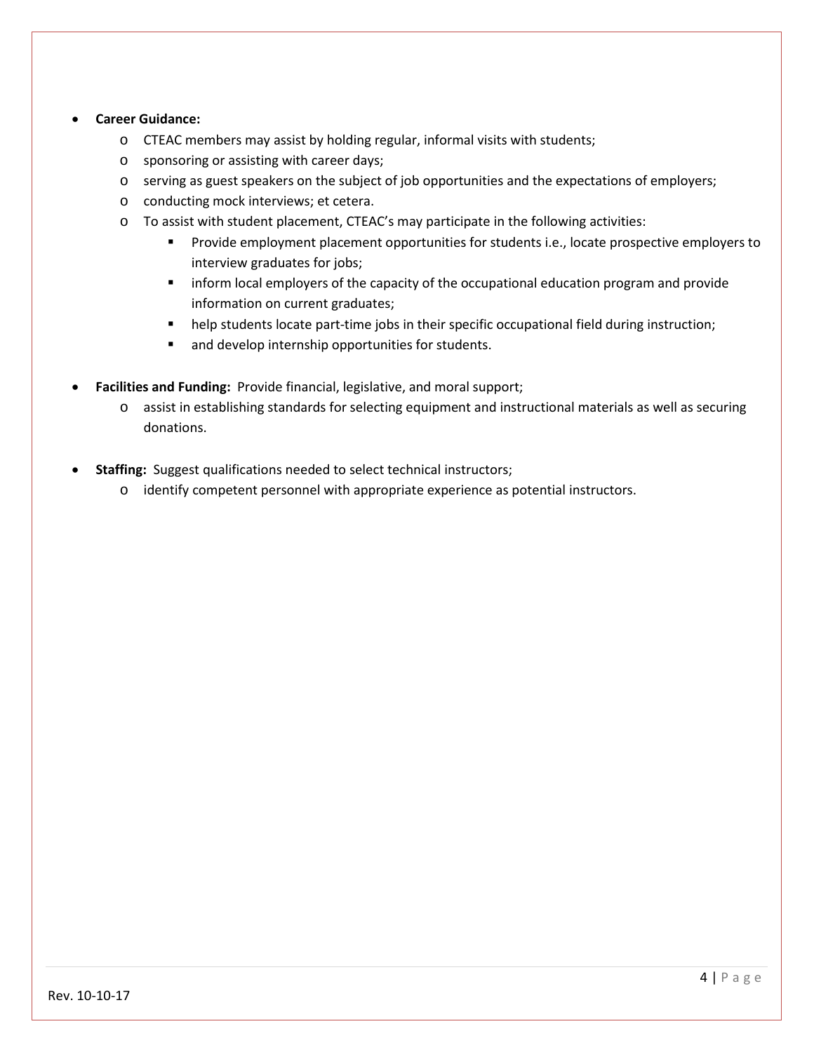- **Career Guidance:**
  - CTEAC members may assist by holding regular, informal visits with students;
  - sponsoring or assisting with career days;
  - serving as guest speakers on the subject of job opportunities and the expectations of employers;
  - conducting mock interviews; et cetera.
  - To assist with student placement, CTEAC's may participate in the following activities:
    - Provide employment placement opportunities for students i.e., locate prospective employers to interview graduates for jobs;
    - inform local employers of the capacity of the occupational education program and provide information on current graduates;
    - help students locate part-time jobs in their specific occupational field during instruction;
    - and develop internship opportunities for students.

- **Facilities and Funding:** Provide financial, legislative, and moral support;
  - assist in establishing standards for selecting equipment and instructional materials as well as securing donations.

- **Staffing:** Suggest qualifications needed to select technical instructors;
  - identify competent personnel with appropriate experience as potential instructors.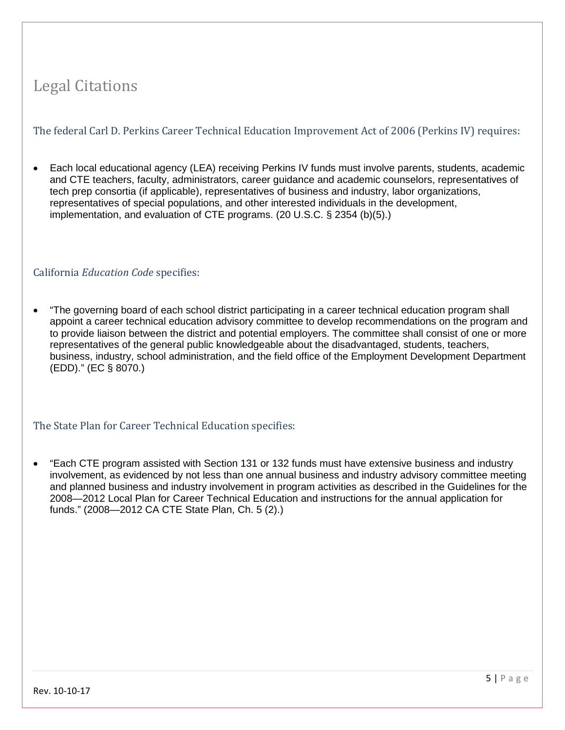# Legal Citations

## The federal Carl D. Perkins Career Technical Education Improvement Act of 2006 (Perkins IV) requires:

- Each local educational agency (LEA) receiving Perkins IV funds must involve parents, students, academic and CTE teachers, faculty, administrators, career guidance and academic counselors, representatives of tech prep consortia (if applicable), representatives of business and industry, labor organizations, representatives of special populations, and other interested individuals in the development, implementation, and evaluation of CTE programs. (20 U.S.C. § 2354 (b)(5).)

## California *Education Code* specifies:

- “The governing board of each school district participating in a career technical education program shall appoint a career technical education advisory committee to develop recommendations on the program and to provide liaison between the district and potential employers. The committee shall consist of one or more representatives of the general public knowledgeable about the disadvantaged, students, teachers, business, industry, school administration, and the field office of the Employment Development Department (EDD).” (EC § 8070.)

## The State Plan for Career Technical Education specifies:

- “Each CTE program assisted with Section 131 or 132 funds must have extensive business and industry involvement, as evidenced by not less than one annual business and industry advisory committee meeting and planned business and industry involvement in program activities as described in the Guidelines for the 2008—2012 Local Plan for Career Technical Education and instructions for the annual application for funds.” (2008—2012 CA CTE State Plan, Ch. 5 (2).)

Rev. 10-10-17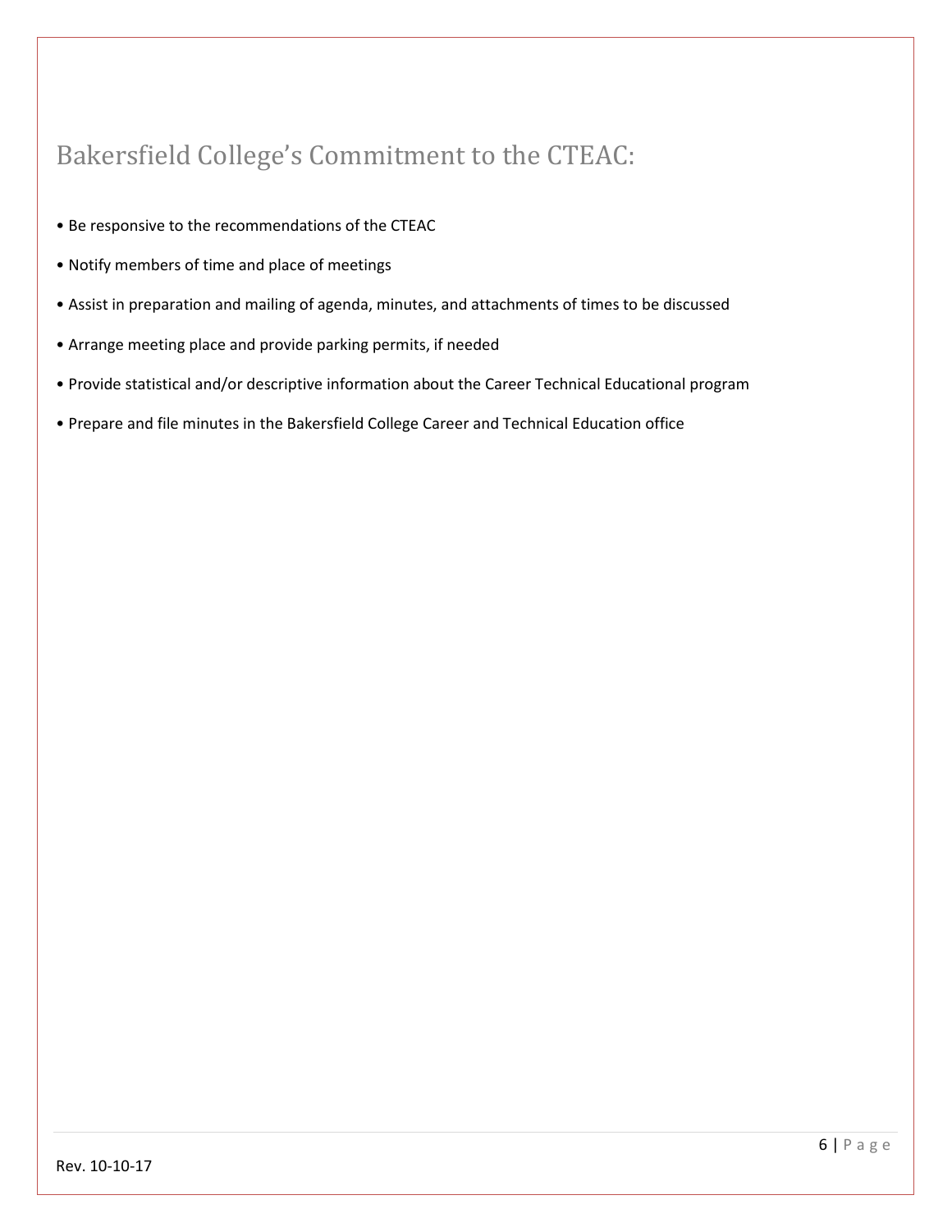# Bakersfield College's Commitment to the CTEAC:

- Be responsive to the recommendations of the CTEAC
- Notify members of time and place of meetings
- Assist in preparation and mailing of agenda, minutes, and attachments of times to be discussed
- Arrange meeting place and provide parking permits, if needed
- Provide statistical and/or descriptive information about the Career Technical Educational program
- Prepare and file minutes in the Bakersfield College Career and Technical Education office

Rev. 10-10-17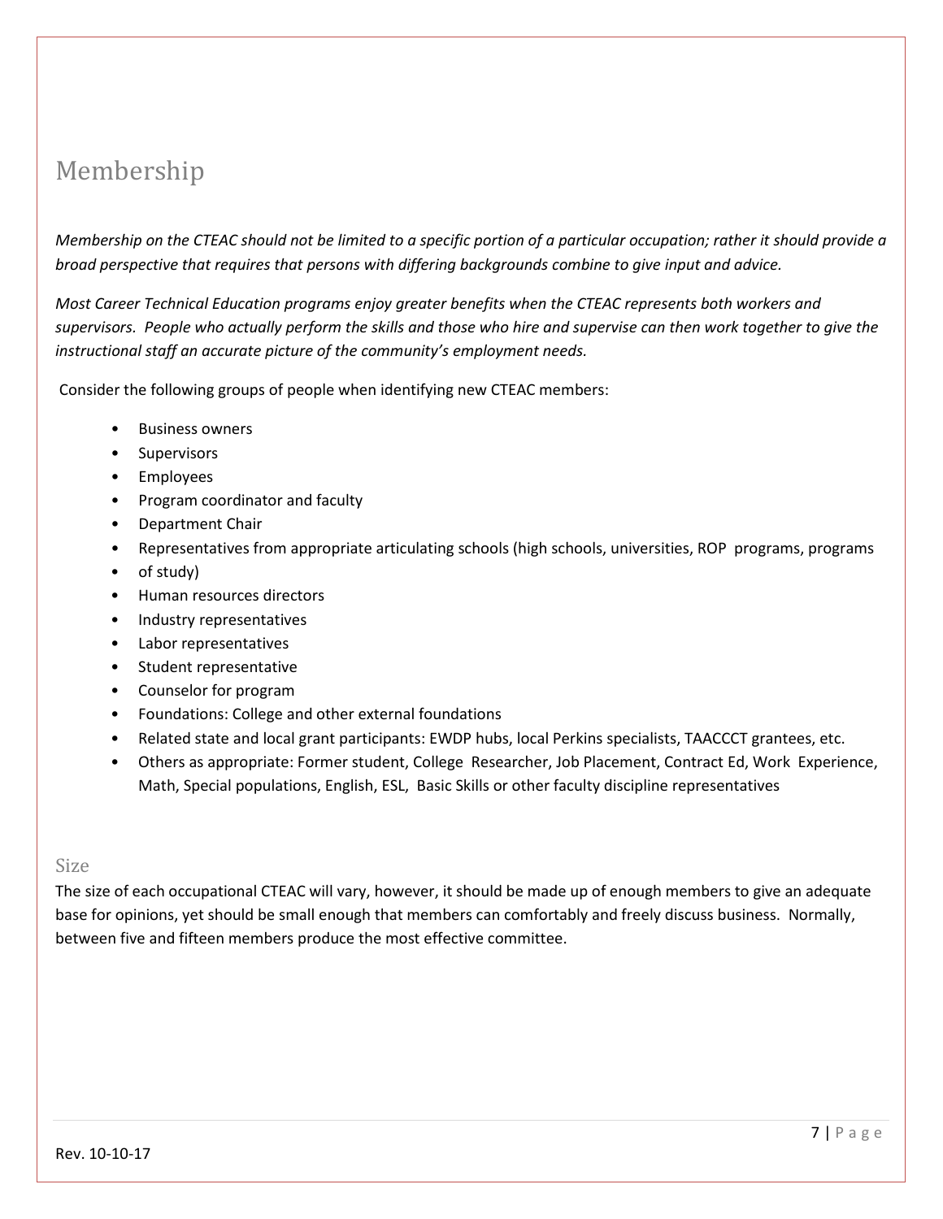# Membership

*Membership on the CTEAC should not be limited to a specific portion of a particular occupation; rather it should provide a broad perspective that requires that persons with differing backgrounds combine to give input and advice.*

*Most Career Technical Education programs enjoy greater benefits when the CTEAC represents both workers and supervisors. People who actually perform the skills and those who hire and supervise can then work together to give the instructional staff an accurate picture of the community's employment needs.*

Consider the following groups of people when identifying new CTEAC members:

- Business owners
- Supervisors
- Employees
- Program coordinator and faculty
- Department Chair
- Representatives from appropriate articulating schools (high schools, universities, ROP programs, programs
- of study)
- Human resources directors
- Industry representatives
- Labor representatives
- Student representative
- Counselor for program
- Foundations: College and other external foundations
- Related state and local grant participants: EWDP hubs, local Perkins specialists, TAACCCT grantees, etc.
- Others as appropriate: Former student, College Researcher, Job Placement, Contract Ed, Work Experience, Math, Special populations, English, ESL, Basic Skills or other faculty discipline representatives

## Size

The size of each occupational CTEAC will vary, however, it should be made up of enough members to give an adequate base for opinions, yet should be small enough that members can comfortably and freely discuss business. Normally, between five and fifteen members produce the most effective committee.

Rev. 10-10-17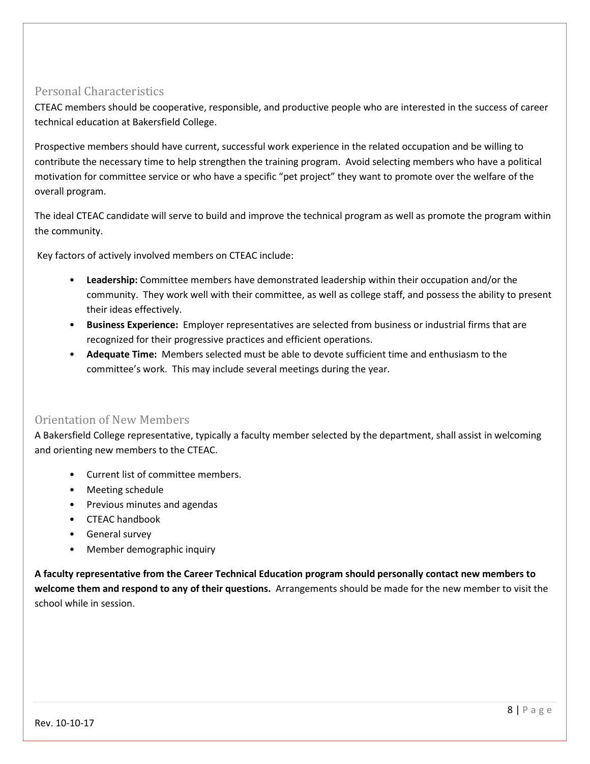## Personal Characteristics

CTEAC members should be cooperative, responsible, and productive people who are interested in the success of career technical education at Bakersfield College.

Prospective members should have current, successful work experience in the related occupation and be willing to contribute the necessary time to help strengthen the training program. Avoid selecting members who have a political motivation for committee service or who have a specific "pet project" they want to promote over the welfare of the overall program.

The ideal CTEAC candidate will serve to build and improve the technical program as well as promote the program within the community.

Key factors of actively involved members on CTEAC include:

- **Leadership:** Committee members have demonstrated leadership within their occupation and/or the community. They work well with their committee, as well as college staff, and possess the ability to present their ideas effectively.
- **Business Experience:** Employer representatives are selected from business or industrial firms that are recognized for their progressive practices and efficient operations.
- **Adequate Time:** Members selected must be able to devote sufficient time and enthusiasm to the committee's work. This may include several meetings during the year.

## Orientation of New Members

A Bakersfield College representative, typically a faculty member selected by the department, shall assist in welcoming and orienting new members to the CTEAC.

- Current list of committee members.
- Meeting schedule
- Previous minutes and agendas
- CTEAC handbook
- General survey
- Member demographic inquiry

**A faculty representative from the Career Technical Education program should personally contact new members to welcome them and respond to any of their questions.** Arrangements should be made for the new member to visit the school while in session.

Rev. 10-10-17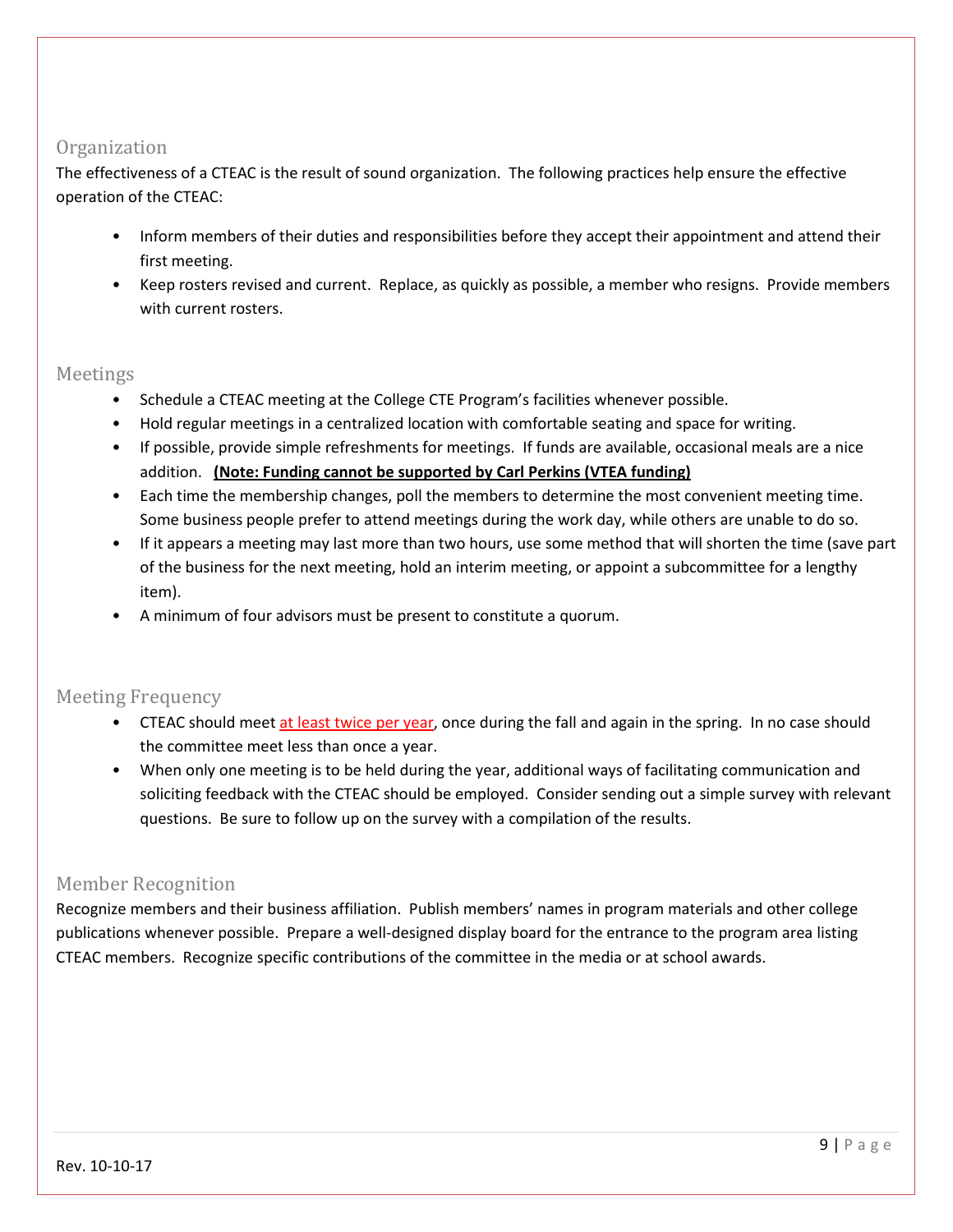## Organization

The effectiveness of a CTEAC is the result of sound organization. The following practices help ensure the effective operation of the CTEAC:

- Inform members of their duties and responsibilities before they accept their appointment and attend their first meeting.
- Keep rosters revised and current. Replace, as quickly as possible, a member who resigns. Provide members with current rosters.

## Meetings

- Schedule a CTEAC meeting at the College CTE Program's facilities whenever possible.
- Hold regular meetings in a centralized location with comfortable seating and space for writing.
- If possible, provide simple refreshments for meetings. If funds are available, occasional meals are a nice addition. **(Note: Funding cannot be supported by Carl Perkins (VTEA funding)**
- Each time the membership changes, poll the members to determine the most convenient meeting time. Some business people prefer to attend meetings during the work day, while others are unable to do so.
- If it appears a meeting may last more than two hours, use some method that will shorten the time (save part of the business for the next meeting, hold an interim meeting, or appoint a subcommittee for a lengthy item).
- A minimum of four advisors must be present to constitute a quorum.

## Meeting Frequency

- CTEAC should meet at least twice per year, once during the fall and again in the spring. In no case should the committee meet less than once a year.
- When only one meeting is to be held during the year, additional ways of facilitating communication and soliciting feedback with the CTEAC should be employed. Consider sending out a simple survey with relevant questions. Be sure to follow up on the survey with a compilation of the results.

## Member Recognition

Recognize members and their business affiliation. Publish members' names in program materials and other college publications whenever possible. Prepare a well-designed display board for the entrance to the program area listing CTEAC members. Recognize specific contributions of the committee in the media or at school awards.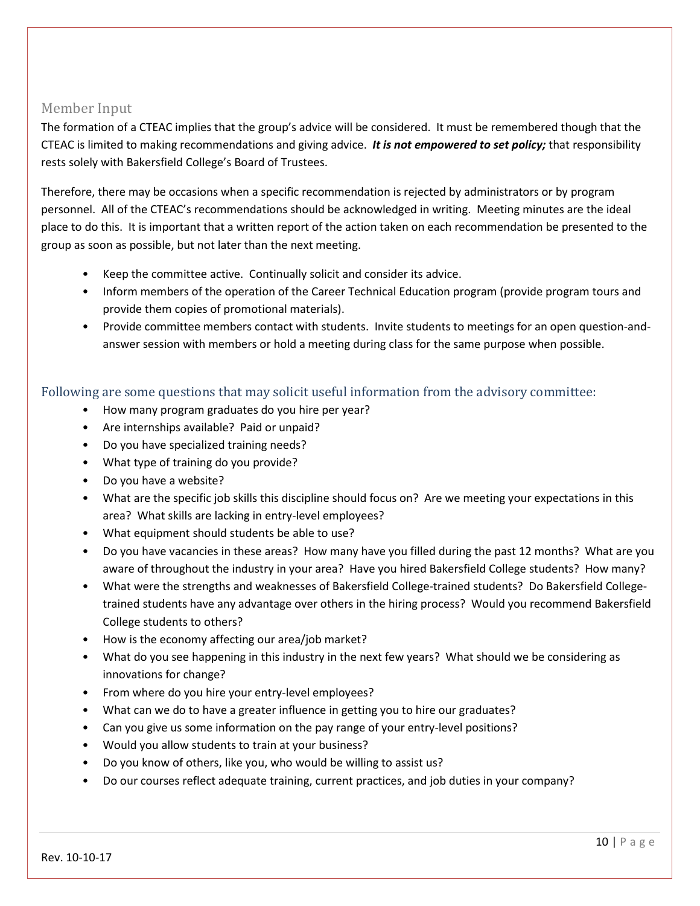## Member Input

The formation of a CTEAC implies that the group's advice will be considered. It must be remembered though that the CTEAC is limited to making recommendations and giving advice. ***It is not empowered to set policy;*** that responsibility rests solely with Bakersfield College's Board of Trustees.

Therefore, there may be occasions when a specific recommendation is rejected by administrators or by program personnel. All of the CTEAC's recommendations should be acknowledged in writing. Meeting minutes are the ideal place to do this. It is important that a written report of the action taken on each recommendation be presented to the group as soon as possible, but not later than the next meeting.

- Keep the committee active. Continually solicit and consider its advice.
- Inform members of the operation of the Career Technical Education program (provide program tours and provide them copies of promotional materials).
- Provide committee members contact with students. Invite students to meetings for an open question-and-answer session with members or hold a meeting during class for the same purpose when possible.

## Following are some questions that may solicit useful information from the advisory committee:

- How many program graduates do you hire per year?
- Are internships available? Paid or unpaid?
- Do you have specialized training needs?
- What type of training do you provide?
- Do you have a website?
- What are the specific job skills this discipline should focus on? Are we meeting your expectations in this area? What skills are lacking in entry-level employees?
- What equipment should students be able to use?
- Do you have vacancies in these areas? How many have you filled during the past 12 months? What are you aware of throughout the industry in your area? Have you hired Bakersfield College students? How many?
- What were the strengths and weaknesses of Bakersfield College-trained students? Do Bakersfield College-trained students have any advantage over others in the hiring process? Would you recommend Bakersfield College students to others?
- How is the economy affecting our area/job market?
- What do you see happening in this industry in the next few years? What should we be considering as innovations for change?
- From where do you hire your entry-level employees?
- What can we do to have a greater influence in getting you to hire our graduates?
- Can you give us some information on the pay range of your entry-level positions?
- Would you allow students to train at your business?
- Do you know of others, like you, who would be willing to assist us?
- Do our courses reflect adequate training, current practices, and job duties in your company?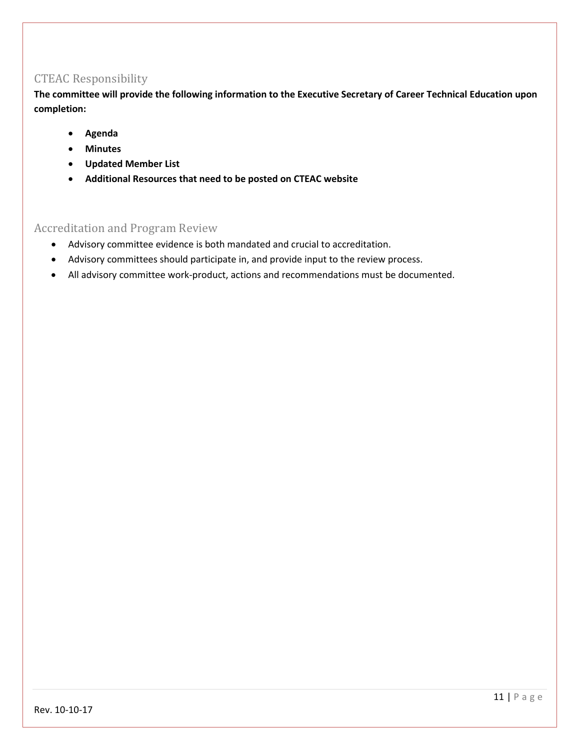## CTEAC Responsibility

**The committee will provide the following information to the Executive Secretary of Career Technical Education upon completion:**

- **Agenda**
- **Minutes**
- **Updated Member List**
- **Additional Resources that need to be posted on CTEAC website**

## Accreditation and Program Review

- Advisory committee evidence is both mandated and crucial to accreditation.
- Advisory committees should participate in, and provide input to the review process.
- All advisory committee work-product, actions and recommendations must be documented.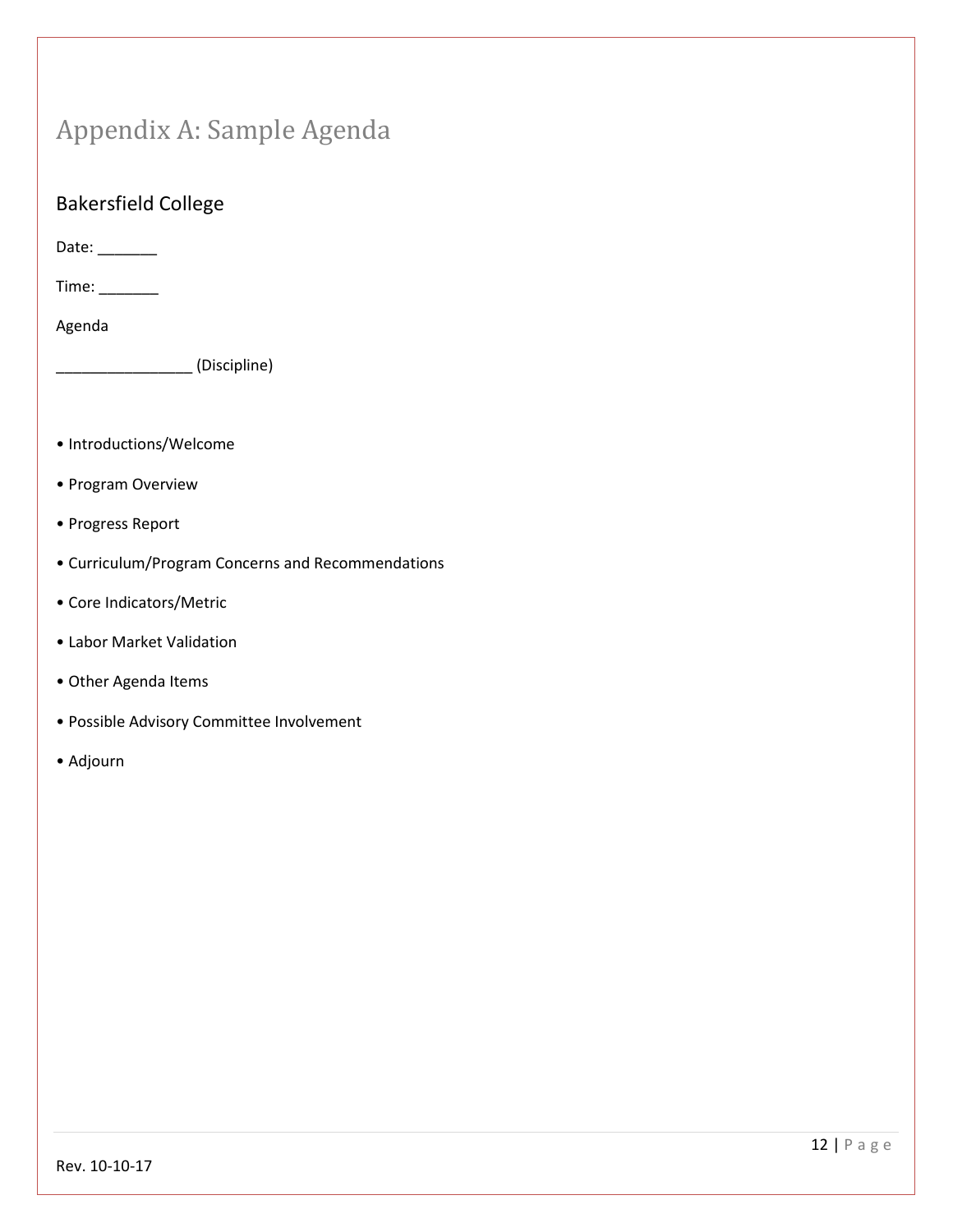# Appendix A: Sample Agenda

## Bakersfield College

Date: _______

Time: _______

Agenda

________________ (Discipline)

- Introductions/Welcome
- Program Overview
- Progress Report
- Curriculum/Program Concerns and Recommendations
- Core Indicators/Metric
- Labor Market Validation
- Other Agenda Items
- Possible Advisory Committee Involvement
- Adjourn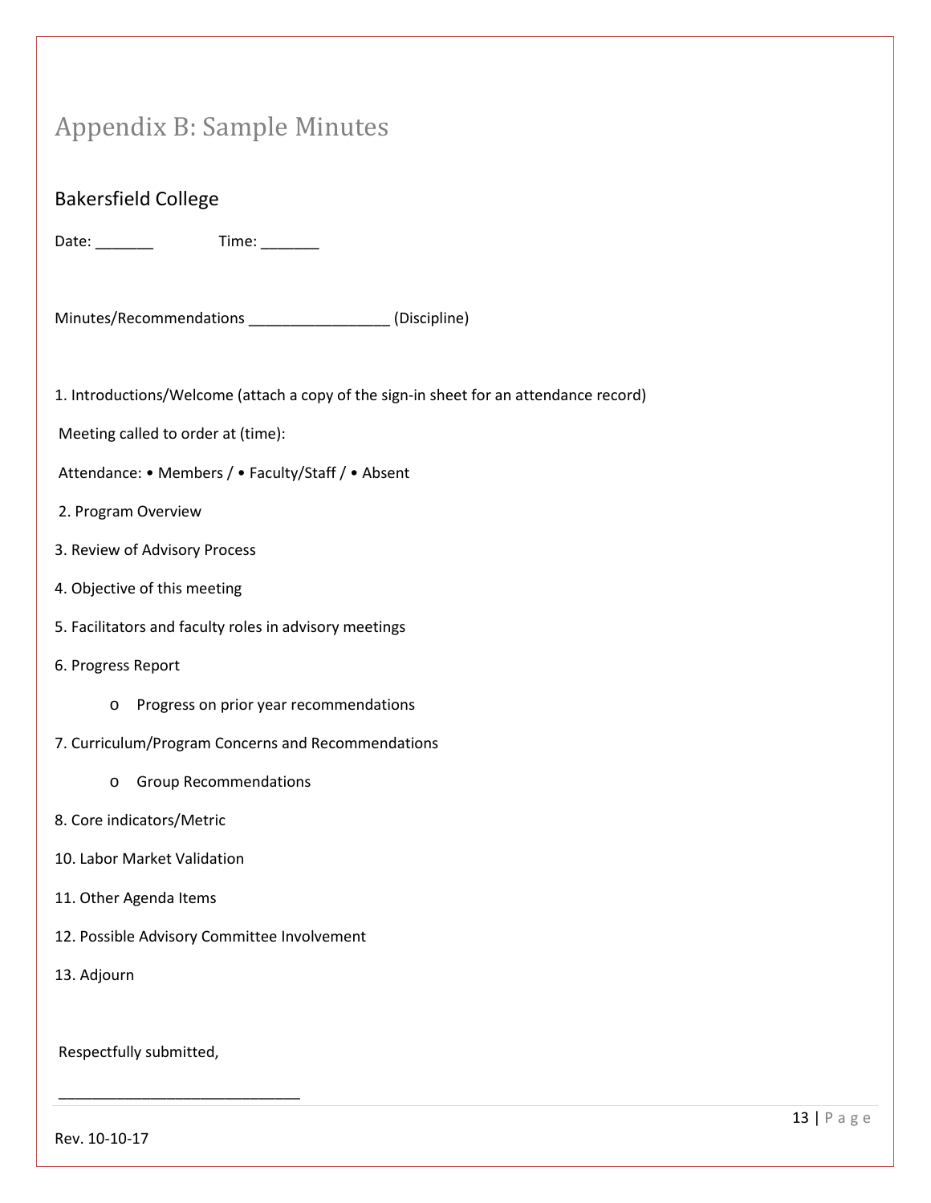# Appendix B: Sample Minutes

## Bakersfield College

Date: _______ Time: _______

Minutes/Recommendations _________________ (Discipline)

1. Introductions/Welcome (attach a copy of the sign-in sheet for an attendance record)

Meeting called to order at (time):

Attendance: • Members / • Faculty/Staff / • Absent

2. Program Overview

3. Review of Advisory Process

4. Objective of this meeting

5. Facilitators and faculty roles in advisory meetings

6. Progress Report

   - Progress on prior year recommendations

7. Curriculum/Program Concerns and Recommendations

   - Group Recommendations

8. Core indicators/Metric

10. Labor Market Validation

11. Other Agenda Items

12. Possible Advisory Committee Involvement

13. Adjourn

Respectfully submitted,

_____________________________

Rev. 10-10-17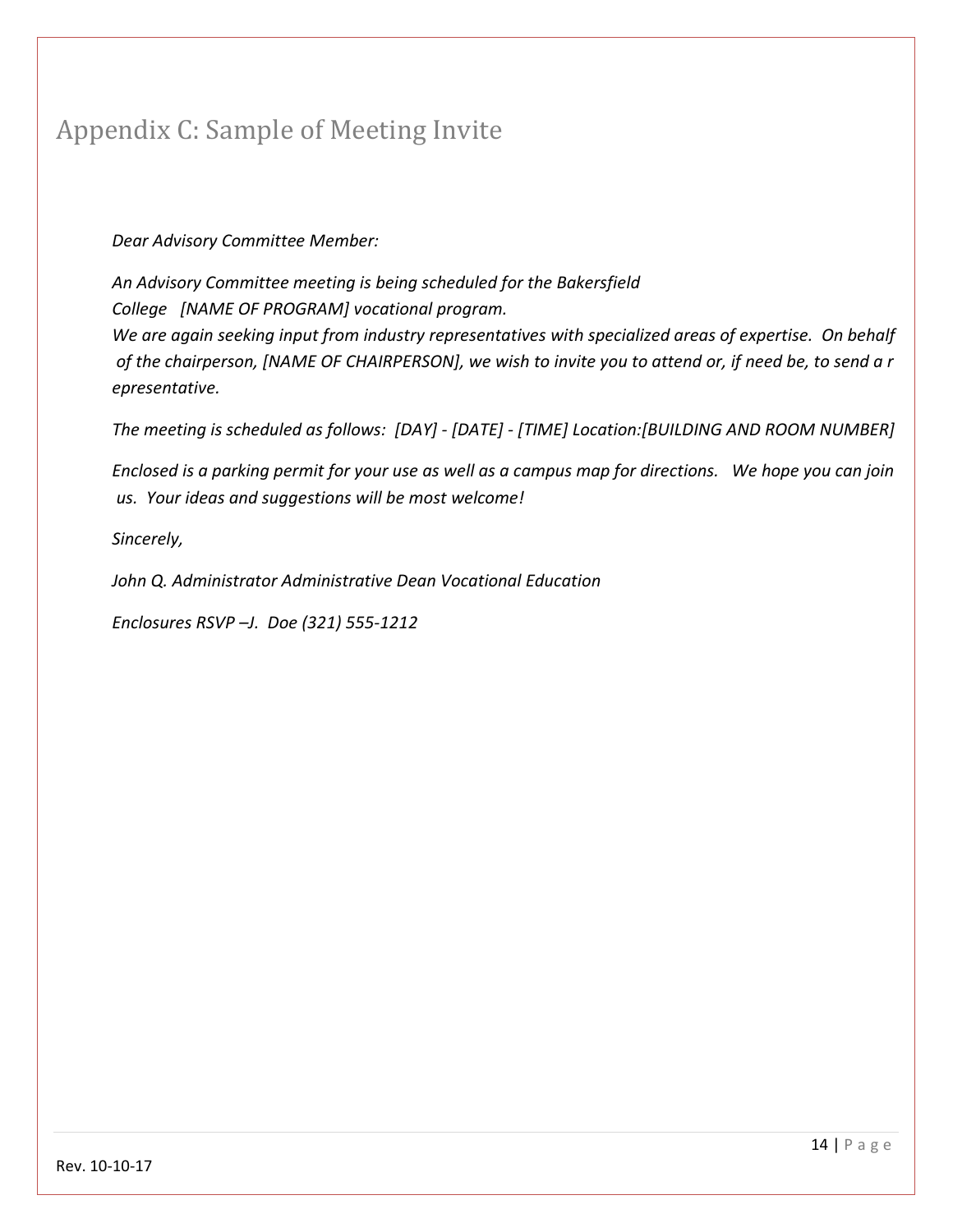## Appendix C: Sample of Meeting Invite

*Dear Advisory Committee Member:*

*An Advisory Committee meeting is being scheduled for the Bakersfield College [NAME OF PROGRAM] vocational program.*

*We are again seeking input from industry representatives with specialized areas of expertise. On behalf of the chairperson, [NAME OF CHAIRPERSON], we wish to invite you to attend or, if need be, to send a representative.*

*The meeting is scheduled as follows: [DAY] - [DATE] - [TIME] Location:[BUILDING AND ROOM NUMBER]*

*Enclosed is a parking permit for your use as well as a campus map for directions. We hope you can join us. Your ideas and suggestions will be most welcome!*

*Sincerely,*

*John Q. Administrator Administrative Dean Vocational Education*

*Enclosures RSVP –J. Doe (321) 555-1212*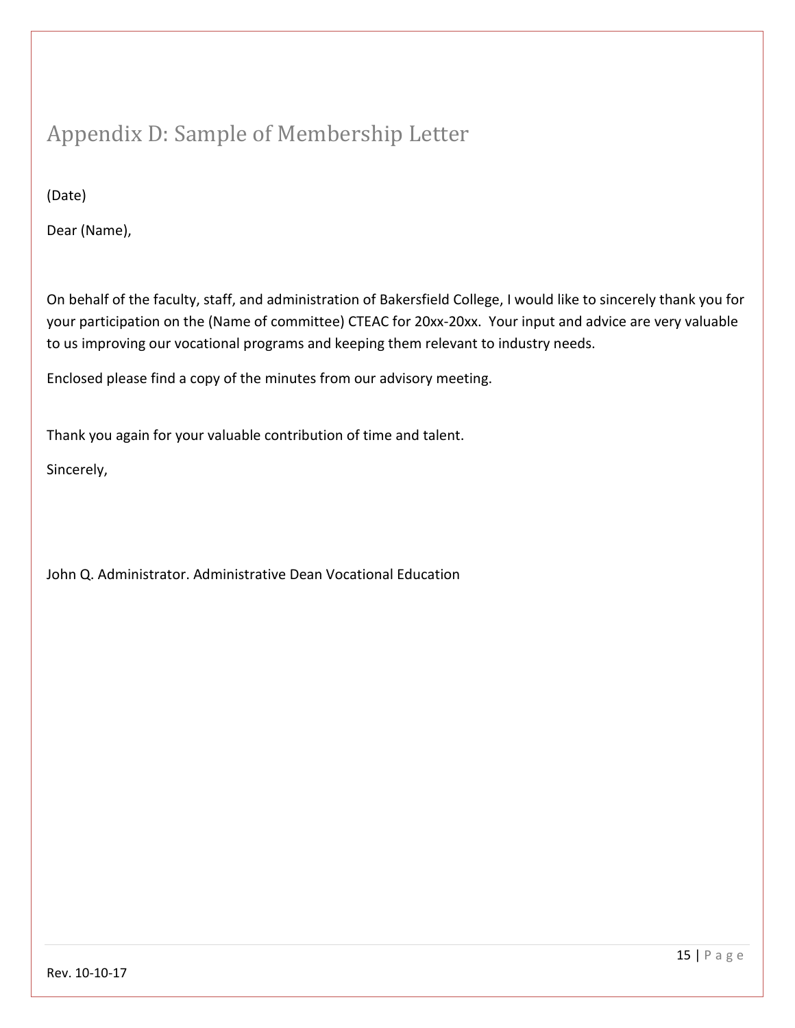## Appendix D: Sample of Membership Letter

(Date)

Dear (Name),

On behalf of the faculty, staff, and administration of Bakersfield College, I would like to sincerely thank you for your participation on the (Name of committee) CTEAC for 20xx-20xx. Your input and advice are very valuable to us improving our vocational programs and keeping them relevant to industry needs.

Enclosed please find a copy of the minutes from our advisory meeting.

Thank you again for your valuable contribution of time and talent.

Sincerely,

John Q. Administrator. Administrative Dean Vocational Education